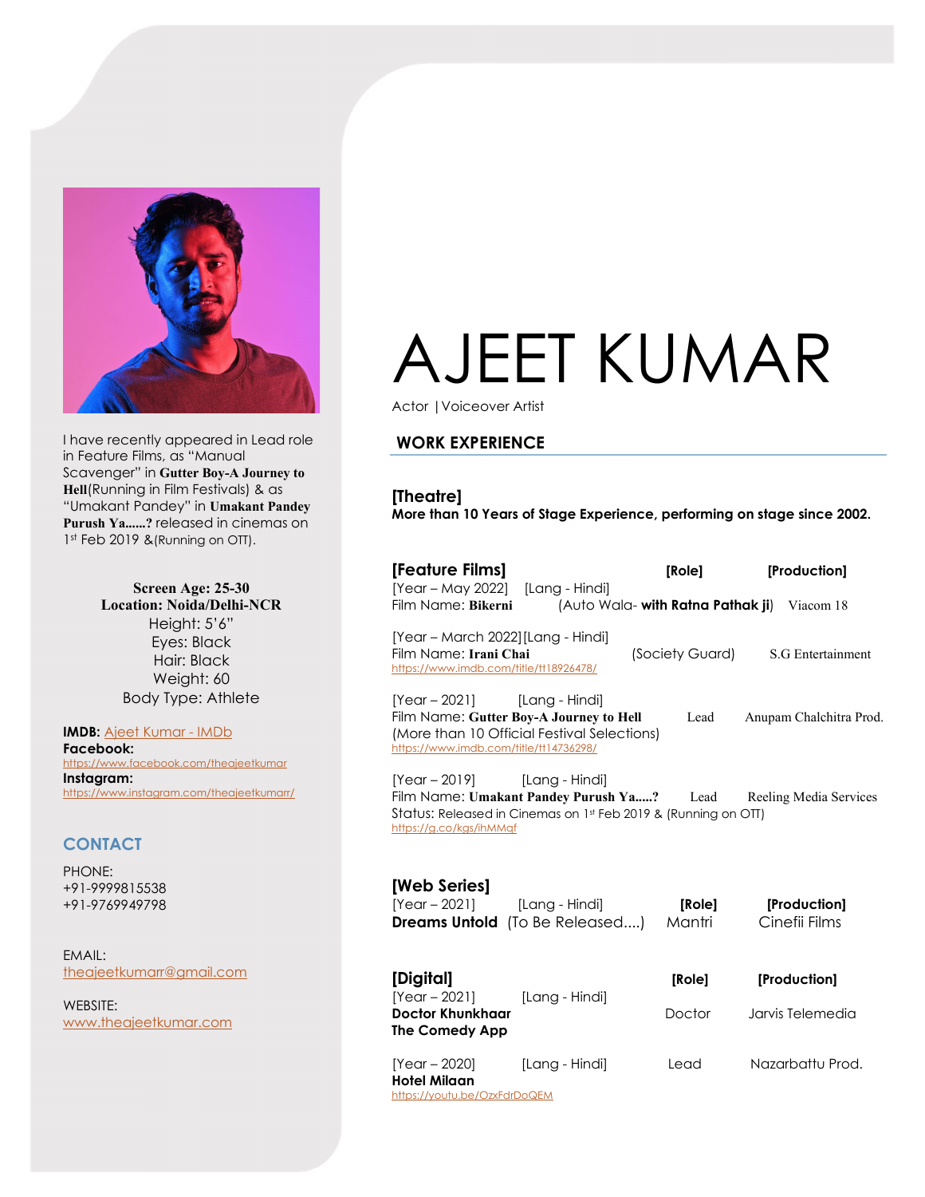# AJEET KUMAR

Actor | Voiceover Artist

I have recently appeared in Lead role in Feature Films, as "Manual Scavenger" in **Gutter Boy-A Journey to Hell**(Running in Film Festivals) & as "Umakant Pandey" in **Umakant Pandey Purush Ya......?** released in cinemas on 1st Feb 2019 &(Running on OTT).

**Screen Age: 25-30**
**Location: Noida/Delhi-NCR**
Height: 5'6"
Eyes: Black
Hair: Black
Weight: 60
Body Type: Athlete

**IMDB:** Ajeet Kumar - IMDb
**Facebook:** https://www.facebook.com/theajeetkumar
**Instagram:** https://www.instagram.com/theajeetkumarr/

## CONTACT

PHONE:
+91-9999815538
+91-9769949798

EMAIL:
theajeetkumarr@gmail.com

WEBSITE:
www.theajeetkumar.com

## WORK EXPERIENCE

### [Theatre]

**More than 10 Years of Stage Experience, performing on stage since 2002.**

### [Feature Films]

| Details | [Role] | [Production] |
| --- | --- | --- |
| [Year – May 2022] [Lang - Hindi]<br>Film Name: **Bikerni** | (Auto Wala- **with Ratna Pathak ji**) | Viacom 18 |
| [Year – March 2022] [Lang - Hindi]<br>Film Name: **Irani Chai**<br>https://www.imdb.com/title/tt18926478/ | (Society Guard) | S.G Entertainment |
| [Year – 2021] [Lang - Hindi]<br>Film Name: **Gutter Boy-A Journey to Hell**<br>(More than 10 Official Festival Selections)<br>https://www.imdb.com/title/tt14736298/ | Lead | Anupam Chalchitra Prod. |
| [Year – 2019] [Lang - Hindi]<br>Film Name: **Umakant Pandey Purush Ya.....?**<br>Status: Released in Cinemas on 1st Feb 2019 & (Running on OTT)<br>https://g.co/kgs/ihMMqf | Lead | Reeling Media Services |

### [Web Series]

| Details | [Role] | [Production] |
| --- | --- | --- |
| [Year – 2021] [Lang - Hindi]<br>**Dreams Untold** (To Be Released....) | Mantri | Cinefii Films |

### [Digital]

| Details | [Role] | [Production] |
| --- | --- | --- |
| [Year – 2021] [Lang - Hindi]<br>**Doctor Khunkhaar**<br>**The Comedy App** | Doctor | Jarvis Telemedia |
| [Year – 2020] [Lang - Hindi]<br>**Hotel Milaan**<br>https://youtu.be/OzxFdrDoQEM | Lead | Nazarbattu Prod. |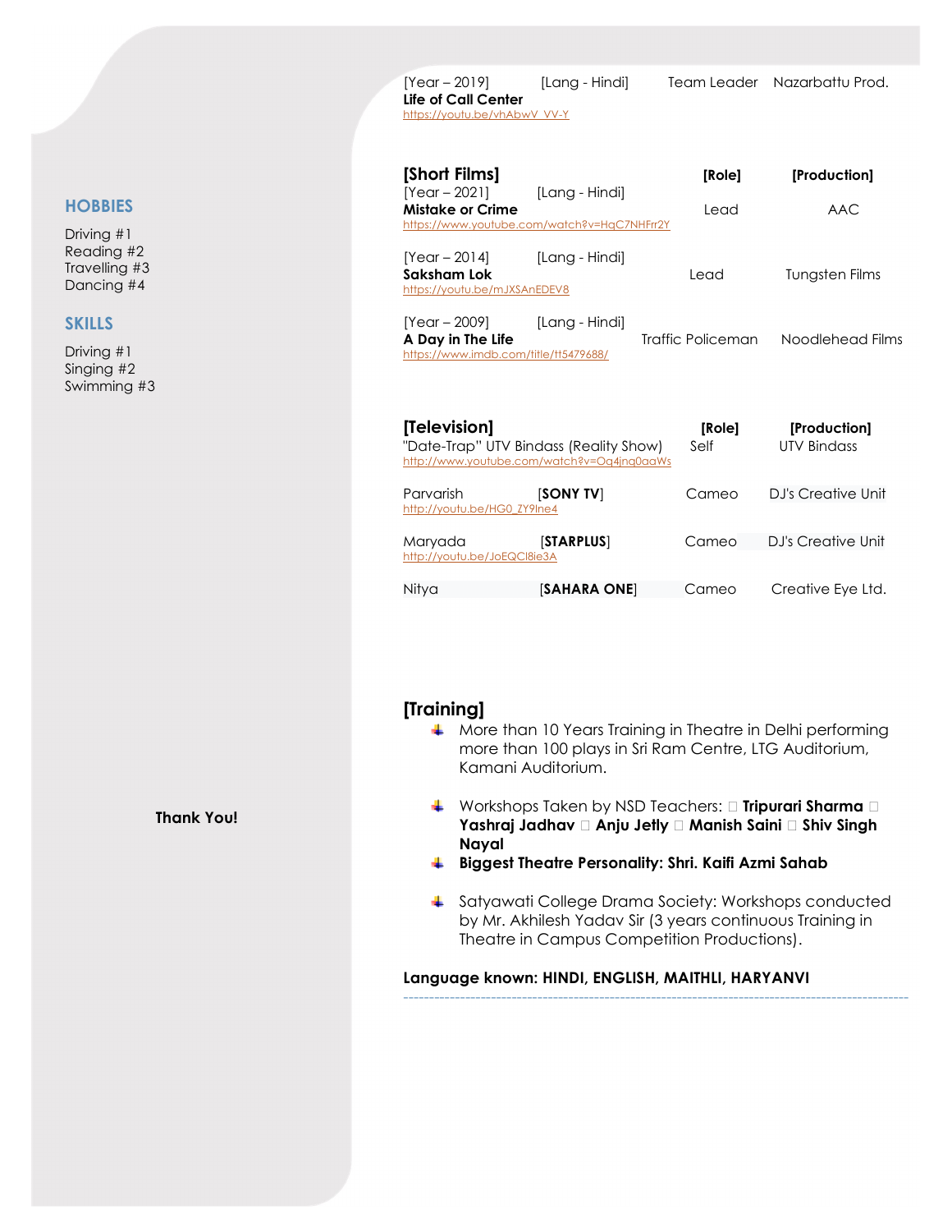## HOBBIES

Driving #1
Reading #2
Travelling #3
Dancing #4

## SKILLS

Driving #1
Singing #2
Swimming #3

**Thank You!**

[Year – 2019] [Lang - Hindi] Team Leader Nazarbattu Prod.
**Life of Call Center**
https://youtu.be/vhAbwV_VV-Y

## [Short Films]

| | | [Role] | [Production] |
|---|---|---|---|
| [Year – 2021] **Mistake or Crime** https://www.youtube.com/watch?v=HqC7NHFrr2Y | [Lang - Hindi] | Lead | AAC |
| [Year – 2014] **Saksham Lok** https://youtu.be/mJXSAnEDEV8 | [Lang - Hindi] | Lead | Tungsten Films |
| [Year – 2009] **A Day in The Life** https://www.imdb.com/title/tt5479688/ | [Lang - Hindi] | Traffic Policeman | Noodlehead Films |

## [Television]

| | | [Role] | [Production] |
|---|---|---|---|
| "Date-Trap" UTV Bindass (Reality Show) http://www.youtube.com/watch?v=Oq4jnq0aaWs | | Self | UTV Bindass |
| Parvarish http://youtu.be/HG0_ZY9lne4 | [**SONY TV**] | Cameo | DJ's Creative Unit |
| Maryada http://youtu.be/JoEQCl8ie3A | [**STARPLUS**] | Cameo | DJ's Creative Unit |
| Nitya | [**SAHARA ONE**] | Cameo | Creative Eye Ltd. |

## [Training]

- More than 10 Years Training in Theatre in Delhi performing more than 100 plays in Sri Ram Centre, LTG Auditorium, Kamani Auditorium.
- Workshops Taken by NSD Teachers:  **Tripurari Sharma**  **Yashraj Jadhav**  **Anju Jetly**  **Manish Saini**  **Shiv Singh Nayal**
- **Biggest Theatre Personality: Shri. Kaifi Azmi Sahab**
- Satyawati College Drama Society: Workshops conducted by Mr. Akhilesh Yadav Sir (3 years continuous Training in Theatre in Campus Competition Productions).

**Language known: HINDI, ENGLISH, MAITHLI, HARYANVI**